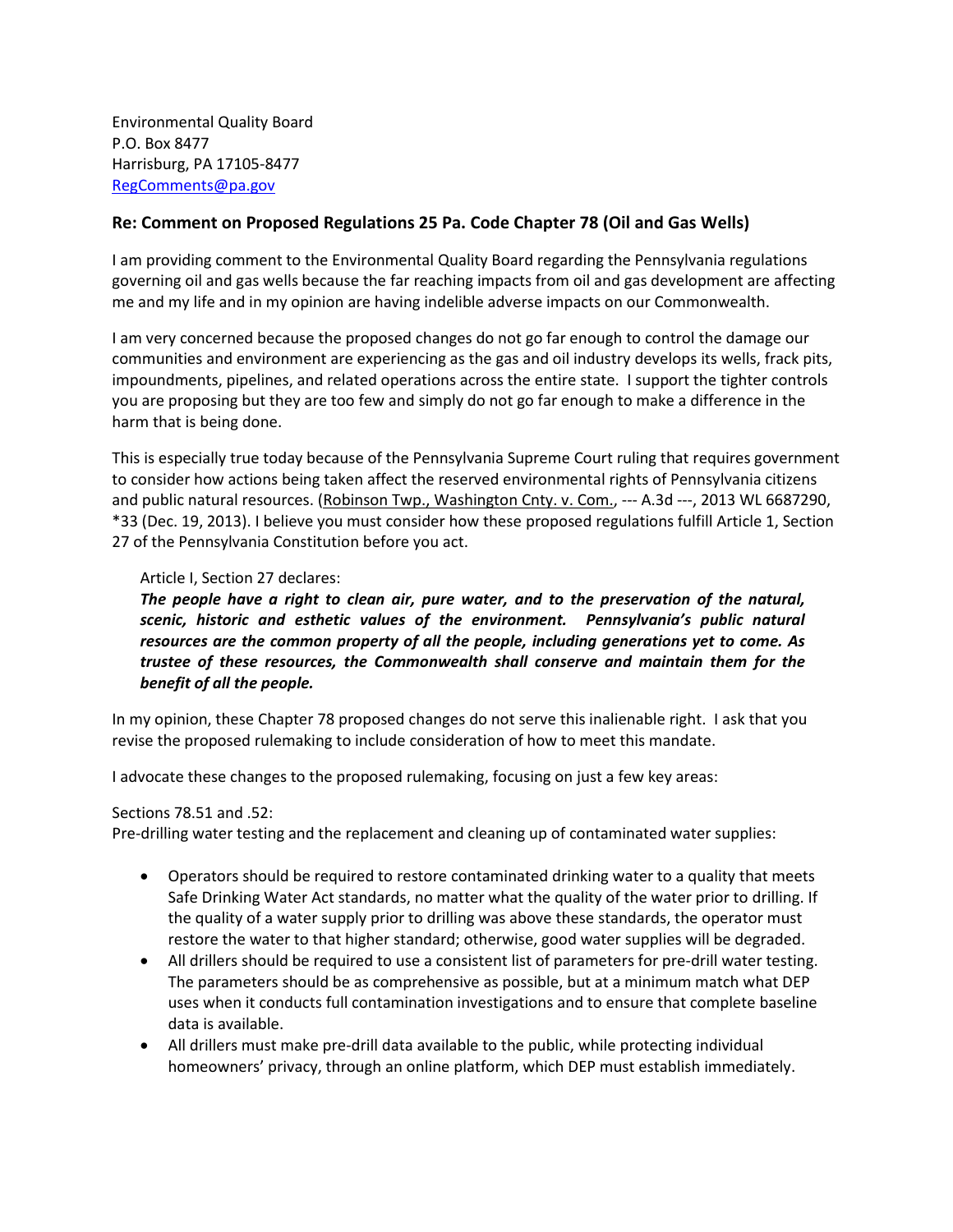Environmental Quality Board
P.O. Box 8477
Harrisburg, PA 17105-8477
RegComments@pa.gov

## Re: Comment on Proposed Regulations 25 Pa. Code Chapter 78 (Oil and Gas Wells)

I am providing comment to the Environmental Quality Board regarding the Pennsylvania regulations governing oil and gas wells because the far reaching impacts from oil and gas development are affecting me and my life and in my opinion are having indelible adverse impacts on our Commonwealth.

I am very concerned because the proposed changes do not go far enough to control the damage our communities and environment are experiencing as the gas and oil industry develops its wells, frack pits, impoundments, pipelines, and related operations across the entire state. I support the tighter controls you are proposing but they are too few and simply do not go far enough to make a difference in the harm that is being done.

This is especially true today because of the Pennsylvania Supreme Court ruling that requires government to consider how actions being taken affect the reserved environmental rights of Pennsylvania citizens and public natural resources. (Robinson Twp., Washington Cnty. v. Com., --- A.3d ---, 2013 WL 6687290, *33 (Dec. 19, 2013). I believe you must consider how these proposed regulations fulfill Article 1, Section 27 of the Pennsylvania Constitution before you act.

> Article I, Section 27 declares:
> ***The people have a right to clean air, pure water, and to the preservation of the natural, scenic, historic and esthetic values of the environment. Pennsylvania's public natural resources are the common property of all the people, including generations yet to come. As trustee of these resources, the Commonwealth shall conserve and maintain them for the benefit of all the people.***

In my opinion, these Chapter 78 proposed changes do not serve this inalienable right. I ask that you revise the proposed rulemaking to include consideration of how to meet this mandate.

I advocate these changes to the proposed rulemaking, focusing on just a few key areas:

Sections 78.51 and .52:
Pre-drilling water testing and the replacement and cleaning up of contaminated water supplies:

- Operators should be required to restore contaminated drinking water to a quality that meets Safe Drinking Water Act standards, no matter what the quality of the water prior to drilling. If the quality of a water supply prior to drilling was above these standards, the operator must restore the water to that higher standard; otherwise, good water supplies will be degraded.
- All drillers should be required to use a consistent list of parameters for pre-drill water testing. The parameters should be as comprehensive as possible, but at a minimum match what DEP uses when it conducts full contamination investigations and to ensure that complete baseline data is available.
- All drillers must make pre-drill data available to the public, while protecting individual homeowners' privacy, through an online platform, which DEP must establish immediately.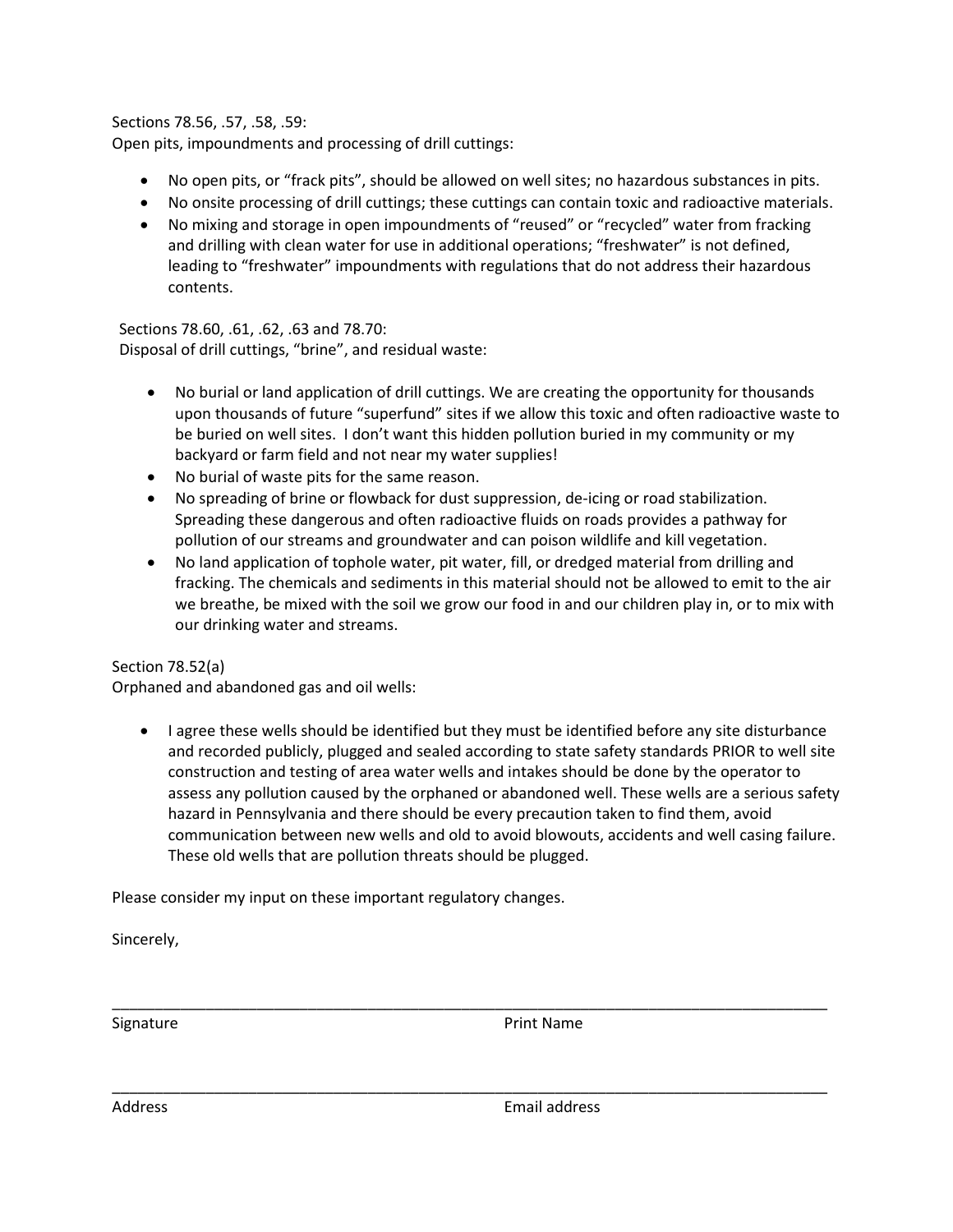Sections 78.56, .57, .58, .59:
Open pits, impoundments and processing of drill cuttings:

- No open pits, or "frack pits", should be allowed on well sites; no hazardous substances in pits.
- No onsite processing of drill cuttings; these cuttings can contain toxic and radioactive materials.
- No mixing and storage in open impoundments of "reused" or "recycled" water from fracking and drilling with clean water for use in additional operations; "freshwater" is not defined, leading to "freshwater" impoundments with regulations that do not address their hazardous contents.

Sections 78.60, .61, .62, .63 and 78.70:
Disposal of drill cuttings, "brine", and residual waste:

- No burial or land application of drill cuttings. We are creating the opportunity for thousands upon thousands of future "superfund" sites if we allow this toxic and often radioactive waste to be buried on well sites. I don't want this hidden pollution buried in my community or my backyard or farm field and not near my water supplies!
- No burial of waste pits for the same reason.
- No spreading of brine or flowback for dust suppression, de-icing or road stabilization. Spreading these dangerous and often radioactive fluids on roads provides a pathway for pollution of our streams and groundwater and can poison wildlife and kill vegetation.
- No land application of tophole water, pit water, fill, or dredged material from drilling and fracking. The chemicals and sediments in this material should not be allowed to emit to the air we breathe, be mixed with the soil we grow our food in and our children play in, or to mix with our drinking water and streams.

Section 78.52(a)
Orphaned and abandoned gas and oil wells:

- I agree these wells should be identified but they must be identified before any site disturbance and recorded publicly, plugged and sealed according to state safety standards PRIOR to well site construction and testing of area water wells and intakes should be done by the operator to assess any pollution caused by the orphaned or abandoned well. These wells are a serious safety hazard in Pennsylvania and there should be every precaution taken to find them, avoid communication between new wells and old to avoid blowouts, accidents and well casing failure. These old wells that are pollution threats should be plugged.

Please consider my input on these important regulatory changes.

Sincerely,

\_\_\_\_\_\_\_\_\_\_\_\_\_\_\_\_\_\_\_\_\_\_\_\_\_\_\_\_\_\_\_\_\_\_\_\_\_\_\_\_\_\_\_\_\_\_\_\_\_\_\_\_\_\_\_\_\_\_\_\_\_\_\_\_\_\_\_\_\_\_\_\_\_\_\_\_\_\_

Signature                                                        Print Name

\_\_\_\_\_\_\_\_\_\_\_\_\_\_\_\_\_\_\_\_\_\_\_\_\_\_\_\_\_\_\_\_\_\_\_\_\_\_\_\_\_\_\_\_\_\_\_\_\_\_\_\_\_\_\_\_\_\_\_\_\_\_\_\_\_\_\_\_\_\_\_\_\_\_\_\_\_\_

Address                                                          Email address